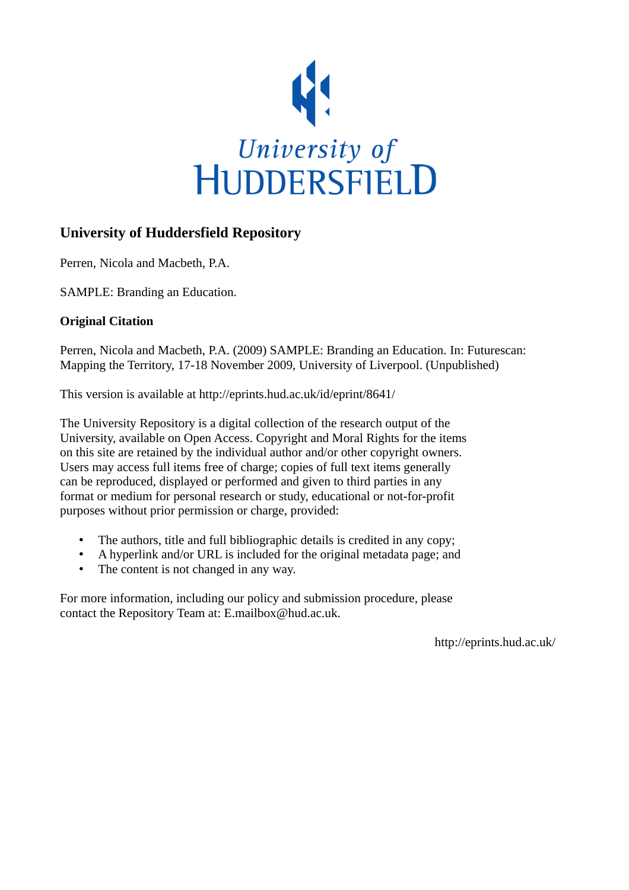University of HUDDERSFIELD

## University of Huddersfield Repository

Perren, Nicola and Macbeth, P.A.

SAMPLE: Branding an Education.

**Original Citation**

Perren, Nicola and Macbeth, P.A. (2009) SAMPLE: Branding an Education. In: Futurescan: Mapping the Territory, 17-18 November 2009, University of Liverpool. (Unpublished)

This version is available at http://eprints.hud.ac.uk/id/eprint/8641/

The University Repository is a digital collection of the research output of the University, available on Open Access. Copyright and Moral Rights for the items on this site are retained by the individual author and/or other copyright owners. Users may access full items free of charge; copies of full text items generally can be reproduced, displayed or performed and given to third parties in any format or medium for personal research or study, educational or not-for-profit purposes without prior permission or charge, provided:

- The authors, title and full bibliographic details is credited in any copy;
- A hyperlink and/or URL is included for the original metadata page; and
- The content is not changed in any way.

For more information, including our policy and submission procedure, please contact the Repository Team at: E.mailbox@hud.ac.uk.

http://eprints.hud.ac.uk/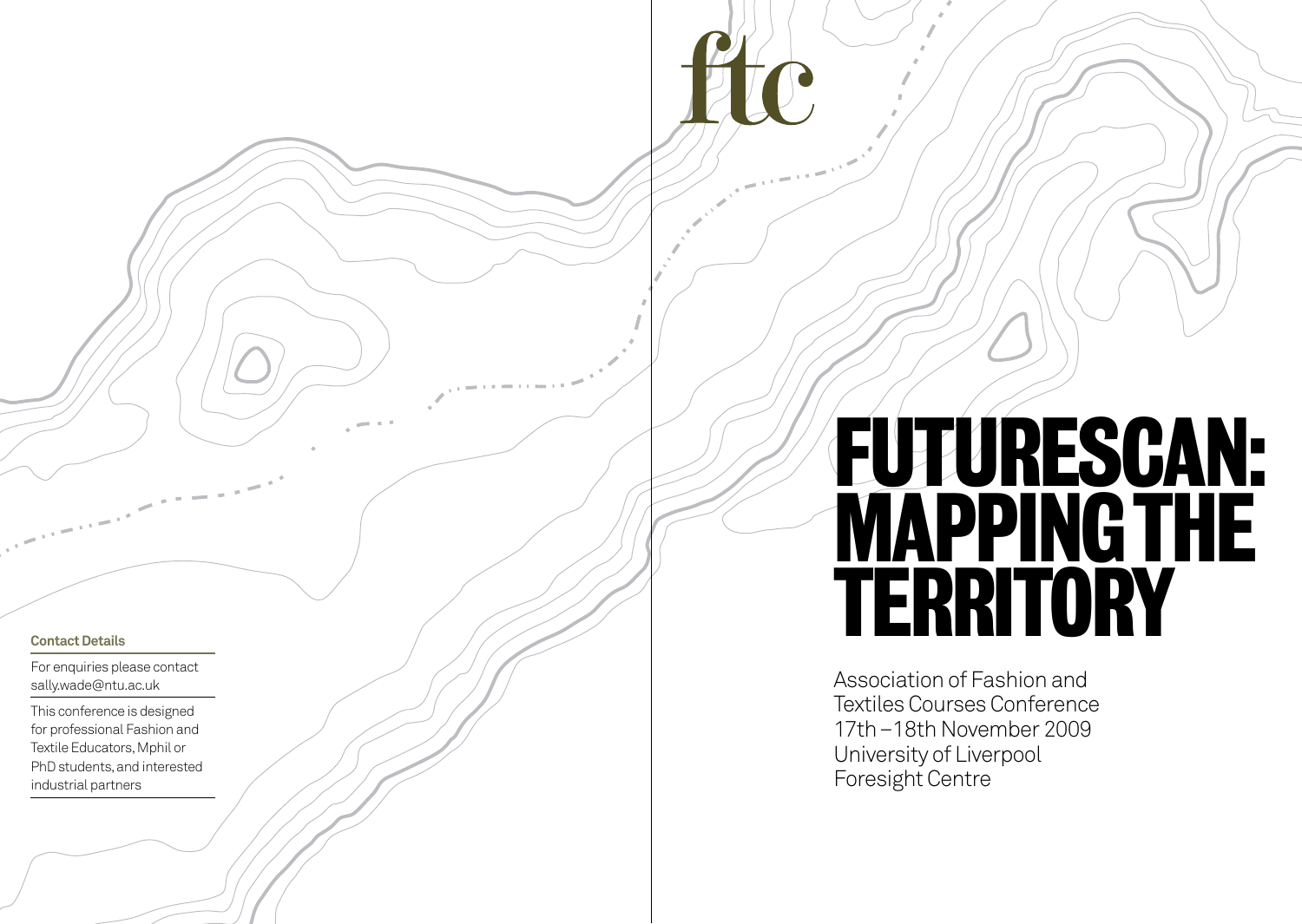**Contact Details**

For enquiries please contact sally.wade@ntu.ac.uk

This conference is designed for professional Fashion and Textile Educators, Mphil or PhD students, and interested industrial partners

ftc

# FUTURESCAN: MAPPING THE TERRITORY

Association of Fashion and Textiles Courses Conference
17th –18th November 2009
University of Liverpool
Foresight Centre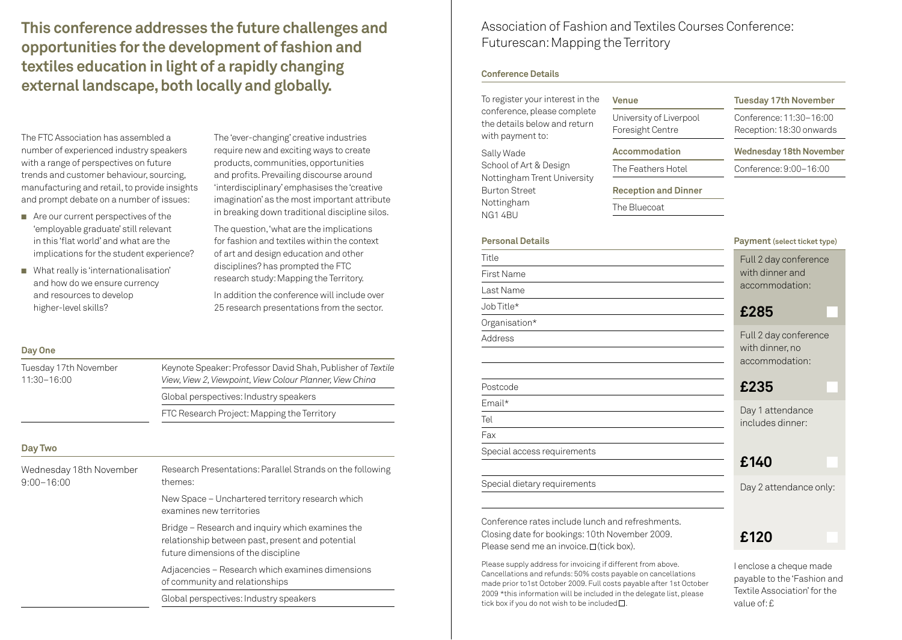# This conference addresses the future challenges and opportunities for the development of fashion and textiles education in light of a rapidly changing external landscape, both locally and globally.

The FTC Association has assembled a number of experienced industry speakers with a range of perspectives on future trends and customer behaviour, sourcing, manufacturing and retail, to provide insights and prompt debate on a number of issues:

- Are our current perspectives of the 'employable graduate' still relevant in this 'flat world' and what are the implications for the student experience?
- What really is 'internationalisation' and how do we ensure currency and resources to develop higher-level skills?

The 'ever-changing' creative industries require new and exciting ways to create products, communities, opportunities and profits. Prevailing discourse around 'interdisciplinary' emphasises the 'creative imagination' as the most important attribute in breaking down traditional discipline silos.

The question, 'what are the implications for fashion and textiles within the context of art and design education and other disciplines? has prompted the FTC research study: Mapping the Territory.

In addition the conference will include over 25 research presentations from the sector.

### Day One

| | |
|---|---|
| Tuesday 17th November 11:30–16:00 | Keynote Speaker: Professor David Shah, Publisher of *Textile View, View 2, Viewpoint, View Colour Planner, View China* |
| | Global perspectives: Industry speakers |
| | FTC Research Project: Mapping the Territory |

### Day Two

| | |
|---|---|
| Wednesday 18th November 9:00–16:00 | Research Presentations: Parallel Strands on the following themes: |
| | New Space – Unchartered territory research which examines new territories |
| | Bridge – Research and inquiry which examines the relationship between past, present and potential future dimensions of the discipline |
| | Adjacencies – Research which examines dimensions of community and relationships |
| | Global perspectives: Industry speakers |

## Association of Fashion and Textiles Courses Conference: Futurescan: Mapping the Territory

### Conference Details

To register your interest in the conference, please complete the details below and return with payment to:

Sally Wade
School of Art & Design
Nottingham Trent University
Burton Street
Nottingham
NG1 4BU

**Venue**
University of Liverpool Foresight Centre

**Accommodation**
The Feathers Hotel

**Reception and Dinner**
The Bluecoat

**Tuesday 17th November**
Conference: 11:30–16:00
Reception: 18:30 onwards

**Wednesday 18th November**
Conference: 9:00–16:00

### Personal Details

Title
First Name
Last Name
Job Title*
Organisation*
Address

Postcode
Email*
Tel
Fax
Special access requirements

Special dietary requirements

Conference rates include lunch and refreshments.
Closing date for bookings: 10th November 2009.
Please send me an invoice. ☐ (tick box).

Please supply address for invoicing if different from above. Cancellations and refunds: 50% costs payable on cancellations made prior to1st October 2009. Full costs payable after 1st October 2009 *this information will be included in the delegate list, please tick box if you do not wish to be included ☐.

### Payment (select ticket type)

Full 2 day conference with dinner and accommodation: **£285** ☐

Full 2 day conference with dinner, no accommodation: **£235** ☐

Day 1 attendance includes dinner: **£140** ☐

Day 2 attendance only: **£120** ☐

I enclose a cheque made payable to the 'Fashion and Textile Association' for the value of: £